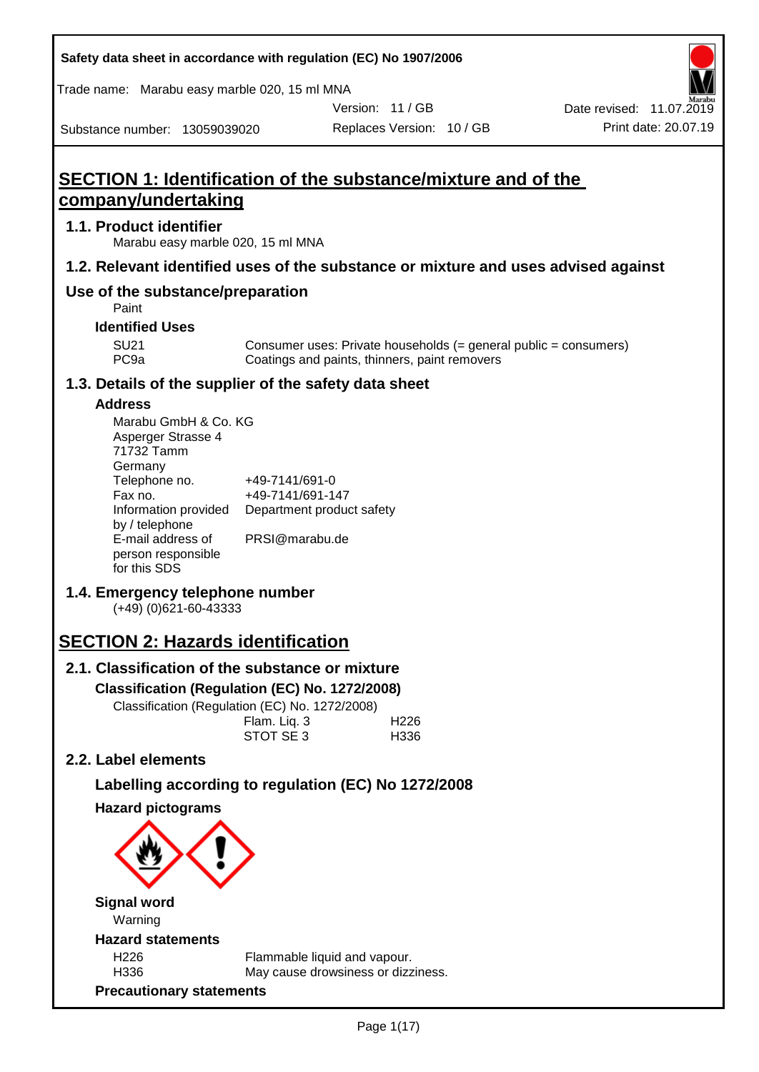Safety data sheet in accordance with regulation (EC) No 1907/2006

Trade name: Marabu easy marble 020, 15 ml MNA

Version: 11 / GB

Date revised: 11.07.2019

Substance number: 13059039020

Replaces Version: 10 / GB

Print date: 20.07.19

# SECTION 1: Identification of the substance/mixture and of the company/undertaking

## 1.1. Product identifier

Marabu easy marble 020, 15 ml MNA

## 1.2. Relevant identified uses of the substance or mixture and uses advised against

## Use of the substance/preparation

Paint

### Identified Uses

| | |
|---|---|
| SU21 | Consumer uses: Private households (= general public = consumers) |
| PC9a | Coatings and paints, thinners, paint removers |

## 1.3. Details of the supplier of the safety data sheet

### Address

Marabu GmbH & Co. KG
Asperger Strasse 4
71732 Tamm
Germany

| | |
|---|---|
| Telephone no. | +49-7141/691-0 |
| Fax no. | +49-7141/691-147 |
| Information provided by / telephone | Department product safety |
| E-mail address of person responsible for this SDS | PRSI@marabu.de |

## 1.4. Emergency telephone number

(+49) (0)621-60-43333

# SECTION 2: Hazards identification

## 2.1. Classification of the substance or mixture

### Classification (Regulation (EC) No. 1272/2008)

Classification (Regulation (EC) No. 1272/2008)

| | |
|---|---|
| Flam. Liq. 3 | H226 |
| STOT SE 3 | H336 |

## 2.2. Label elements

### Labelling according to regulation (EC) No 1272/2008

### Hazard pictograms

### Signal word

Warning

### Hazard statements

| | |
|---|---|
| H226 | Flammable liquid and vapour. |
| H336 | May cause drowsiness or dizziness. |

### Precautionary statements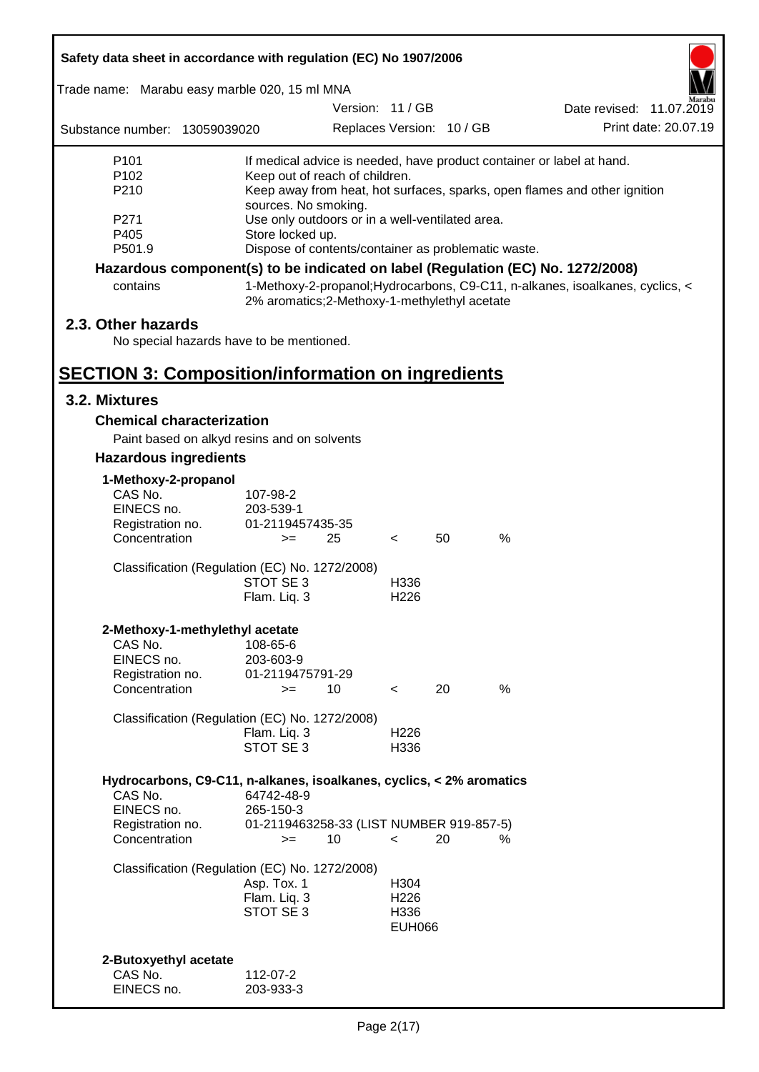| P-statement | Text |
|---|---|
| P101 | If medical advice is needed, have product container or label at hand. |
| P102 | Keep out of reach of children. |
| P210 | Keep away from heat, hot surfaces, sparks, open flames and other ignition sources. No smoking. |
| P271 | Use only outdoors or in a well-ventilated area. |
| P405 | Store locked up. |
| P501.9 | Dispose of contents/container as problematic waste. |

**Hazardous component(s) to be indicated on label (Regulation (EC) No. 1272/2008)**

| | |
|---|---|
| contains | 1-Methoxy-2-propanol;Hydrocarbons, C9-C11, n-alkanes, isoalkanes, cyclics, < 2% aromatics;2-Methoxy-1-methylethyl acetate |

## 2.3. Other hazards

No special hazards have to be mentioned.

# SECTION 3: Composition/information on ingredients

## 3.2. Mixtures

### Chemical characterization

Paint based on alkyd resins and on solvents

### Hazardous ingredients

**1-Methoxy-2-propanol**

| | | | | | |
|---|---|---|---|---|---|
| CAS No. | 107-98-2 | | | | |
| EINECS no. | 203-539-1 | | | | |
| Registration no. | 01-2119457435-35 | | | | |
| Concentration | >= | 25 | < | 50 | % |

Classification (Regulation (EC) No. 1272/2008)

| Classification | Hazard statement |
|---|---|
| STOT SE 3 | H336 |
| Flam. Liq. 3 | H226 |

**2-Methoxy-1-methylethyl acetate**

| | | | | | |
|---|---|---|---|---|---|
| CAS No. | 108-65-6 | | | | |
| EINECS no. | 203-603-9 | | | | |
| Registration no. | 01-2119475791-29 | | | | |
| Concentration | >= | 10 | < | 20 | % |

Classification (Regulation (EC) No. 1272/2008)

| Classification | Hazard statement |
|---|---|
| Flam. Liq. 3 | H226 |
| STOT SE 3 | H336 |

**Hydrocarbons, C9-C11, n-alkanes, isoalkanes, cyclics, < 2% aromatics**

| | | | | | |
|---|---|---|---|---|---|
| CAS No. | 64742-48-9 | | | | |
| EINECS no. | 265-150-3 | | | | |
| Registration no. | 01-2119463258-33 (LIST NUMBER 919-857-5) | | | | |
| Concentration | >= | 10 | < | 20 | % |

Classification (Regulation (EC) No. 1272/2008)

| Classification | Hazard statement |
|---|---|
| Asp. Tox. 1 | H304 |
| Flam. Liq. 3 | H226 |
| STOT SE 3 | H336 |
| | EUH066 |

**2-Butoxyethyl acetate**

| | |
|---|---|
| CAS No. | 112-07-2 |
| EINECS no. | 203-933-3 |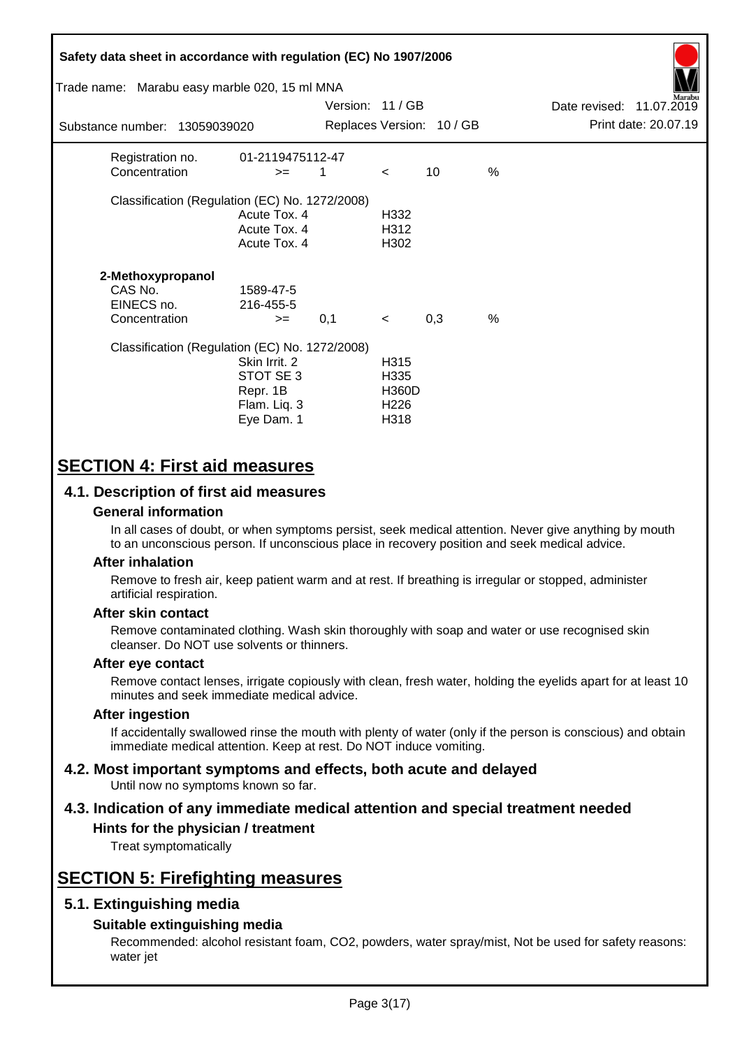| | | | | | |
|---|---|---|---|---|---|
| Registration no. | 01-2119475112-47 | | | | |
| Concentration | >= | 1 | < | 10 | % |

Classification (Regulation (EC) No. 1272/2008)

| | |
|---|---|
| Acute Tox. 4 | H332 |
| Acute Tox. 4 | H312 |
| Acute Tox. 4 | H302 |

**2-Methoxypropanol**

| | | | | | |
|---|---|---|---|---|---|
| CAS No. | 1589-47-5 | | | | |
| EINECS no. | 216-455-5 | | | | |
| Concentration | >= | 0,1 | < | 0,3 | % |

Classification (Regulation (EC) No. 1272/2008)

| | |
|---|---|
| Skin Irrit. 2 | H315 |
| STOT SE 3 | H335 |
| Repr. 1B | H360D |
| Flam. Liq. 3 | H226 |
| Eye Dam. 1 | H318 |

# SECTION 4: First aid measures

## 4.1. Description of first aid measures

### General information

In all cases of doubt, or when symptoms persist, seek medical attention. Never give anything by mouth to an unconscious person. If unconscious place in recovery position and seek medical advice.

### After inhalation

Remove to fresh air, keep patient warm and at rest. If breathing is irregular or stopped, administer artificial respiration.

### After skin contact

Remove contaminated clothing. Wash skin thoroughly with soap and water or use recognised skin cleanser. Do NOT use solvents or thinners.

### After eye contact

Remove contact lenses, irrigate copiously with clean, fresh water, holding the eyelids apart for at least 10 minutes and seek immediate medical advice.

### After ingestion

If accidentally swallowed rinse the mouth with plenty of water (only if the person is conscious) and obtain immediate medical attention. Keep at rest. Do NOT induce vomiting.

## 4.2. Most important symptoms and effects, both acute and delayed

Until now no symptoms known so far.

## 4.3. Indication of any immediate medical attention and special treatment needed

### Hints for the physician / treatment

Treat symptomatically

# SECTION 5: Firefighting measures

## 5.1. Extinguishing media

### Suitable extinguishing media

Recommended: alcohol resistant foam, CO2, powders, water spray/mist, Not be used for safety reasons: water jet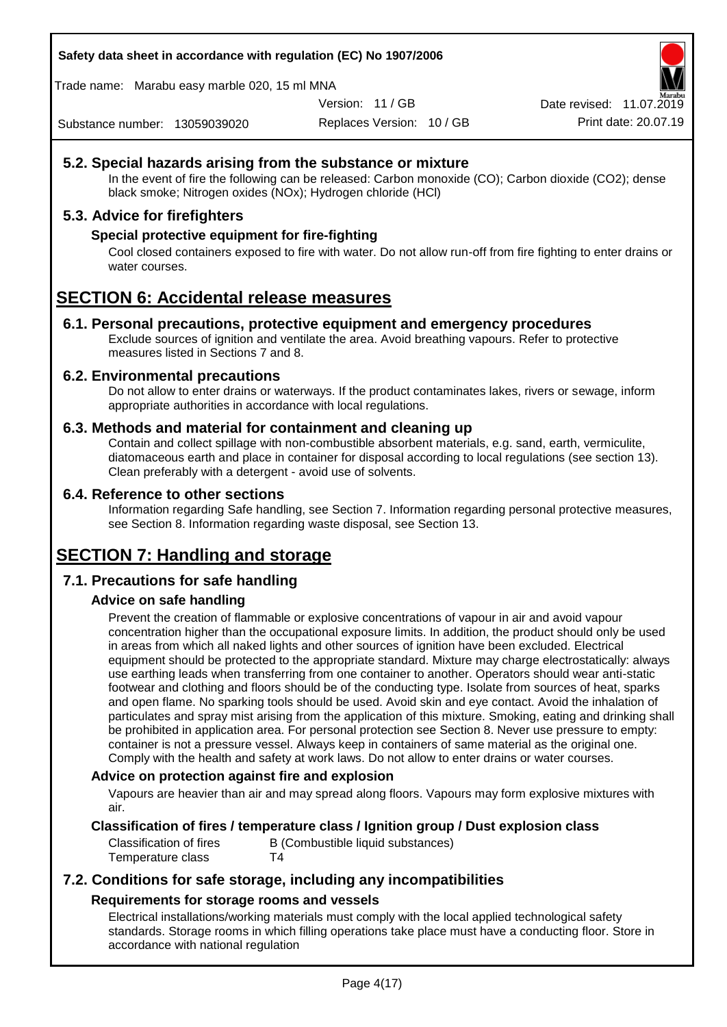## 5.2. Special hazards arising from the substance or mixture

In the event of fire the following can be released: Carbon monoxide (CO); Carbon dioxide ($CO_2$); dense black smoke; Nitrogen oxides (NOx); Hydrogen chloride (HCl)

## 5.3. Advice for firefighters

### Special protective equipment for fire-fighting

Cool closed containers exposed to fire with water. Do not allow run-off from fire fighting to enter drains or water courses.

# SECTION 6: Accidental release measures

## 6.1. Personal precautions, protective equipment and emergency procedures

Exclude sources of ignition and ventilate the area. Avoid breathing vapours. Refer to protective measures listed in Sections 7 and 8.

## 6.2. Environmental precautions

Do not allow to enter drains or waterways. If the product contaminates lakes, rivers or sewage, inform appropriate authorities in accordance with local regulations.

## 6.3. Methods and material for containment and cleaning up

Contain and collect spillage with non-combustible absorbent materials, e.g. sand, earth, vermiculite, diatomaceous earth and place in container for disposal according to local regulations (see section 13). Clean preferably with a detergent - avoid use of solvents.

## 6.4. Reference to other sections

Information regarding Safe handling, see Section 7. Information regarding personal protective measures, see Section 8. Information regarding waste disposal, see Section 13.

# SECTION 7: Handling and storage

## 7.1. Precautions for safe handling

### Advice on safe handling

Prevent the creation of flammable or explosive concentrations of vapour in air and avoid vapour concentration higher than the occupational exposure limits. In addition, the product should only be used in areas from which all naked lights and other sources of ignition have been excluded. Electrical equipment should be protected to the appropriate standard. Mixture may charge electrostatically: always use earthing leads when transferring from one container to another. Operators should wear anti-static footwear and clothing and floors should be of the conducting type. Isolate from sources of heat, sparks and open flame. No sparking tools should be used. Avoid skin and eye contact. Avoid the inhalation of particulates and spray mist arising from the application of this mixture. Smoking, eating and drinking shall be prohibited in application area. For personal protection see Section 8. Never use pressure to empty: container is not a pressure vessel. Always keep in containers of same material as the original one. Comply with the health and safety at work laws. Do not allow to enter drains or water courses.

### Advice on protection against fire and explosion

Vapours are heavier than air and may spread along floors. Vapours may form explosive mixtures with air.

### Classification of fires / temperature class / Ignition group / Dust explosion class

| | |
|---|---|
| Classification of fires | B (Combustible liquid substances) |
| Temperature class | T4 |

## 7.2. Conditions for safe storage, including any incompatibilities

### Requirements for storage rooms and vessels

Electrical installations/working materials must comply with the local applied technological safety standards. Storage rooms in which filling operations take place must have a conducting floor. Store in accordance with national regulation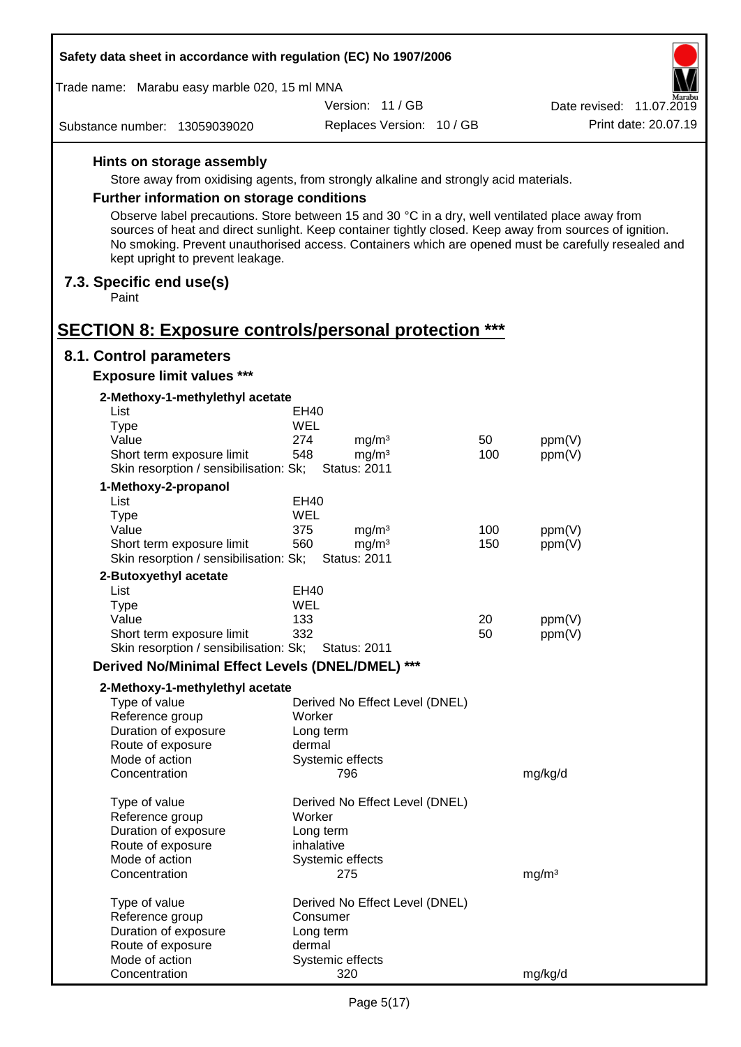#### Hints on storage assembly

Store away from oxidising agents, from strongly alkaline and strongly acid materials.

#### Further information on storage conditions

Observe label precautions. Store between 15 and 30 °C in a dry, well ventilated place away from sources of heat and direct sunlight. Keep container tightly closed. Keep away from sources of ignition. No smoking. Prevent unauthorised access. Containers which are opened must be carefully resealed and kept upright to prevent leakage.

### 7.3. Specific end use(s)

Paint

## SECTION 8: Exposure controls/personal protection ***

### 8.1. Control parameters

#### Exposure limit values ***

**2-Methoxy-1-methylethyl acetate**

| | | | | |
|---|---|---|---|---|
| List | EH40 | | | |
| Type | WEL | | | |
| Value | 274 | mg/m³ | 50 | ppm(V) |
| Short term exposure limit | 548 | mg/m³ | 100 | ppm(V) |
| Skin resorption / sensibilisation: Sk; | Status: 2011 | | | |

**1-Methoxy-2-propanol**

| | | | | |
|---|---|---|---|---|
| List | EH40 | | | |
| Type | WEL | | | |
| Value | 375 | mg/m³ | 100 | ppm(V) |
| Short term exposure limit | 560 | mg/m³ | 150 | ppm(V) |
| Skin resorption / sensibilisation: Sk; | Status: 2011 | | | |

**2-Butoxyethyl acetate**

| | | | | |
|---|---|---|---|---|
| List | EH40 | | | |
| Type | WEL | | | |
| Value | 133 | | 20 | ppm(V) |
| Short term exposure limit | 332 | | 50 | ppm(V) |
| Skin resorption / sensibilisation: Sk; | Status: 2011 | | | |

#### Derived No/Minimal Effect Levels (DNEL/DMEL) ***

**2-Methoxy-1-methylethyl acetate**

| | | |
|---|---|---|
| Type of value | Derived No Effect Level (DNEL) | |
| Reference group | Worker | |
| Duration of exposure | Long term | |
| Route of exposure | dermal | |
| Mode of action | Systemic effects | |
| Concentration | 796 | mg/kg/d |

| | | |
|---|---|---|
| Type of value | Derived No Effect Level (DNEL) | |
| Reference group | Worker | |
| Duration of exposure | Long term | |
| Route of exposure | inhalative | |
| Mode of action | Systemic effects | |
| Concentration | 275 | mg/m³ |

| | | |
|---|---|---|
| Type of value | Derived No Effect Level (DNEL) | |
| Reference group | Consumer | |
| Duration of exposure | Long term | |
| Route of exposure | dermal | |
| Mode of action | Systemic effects | |
| Concentration | 320 | mg/kg/d |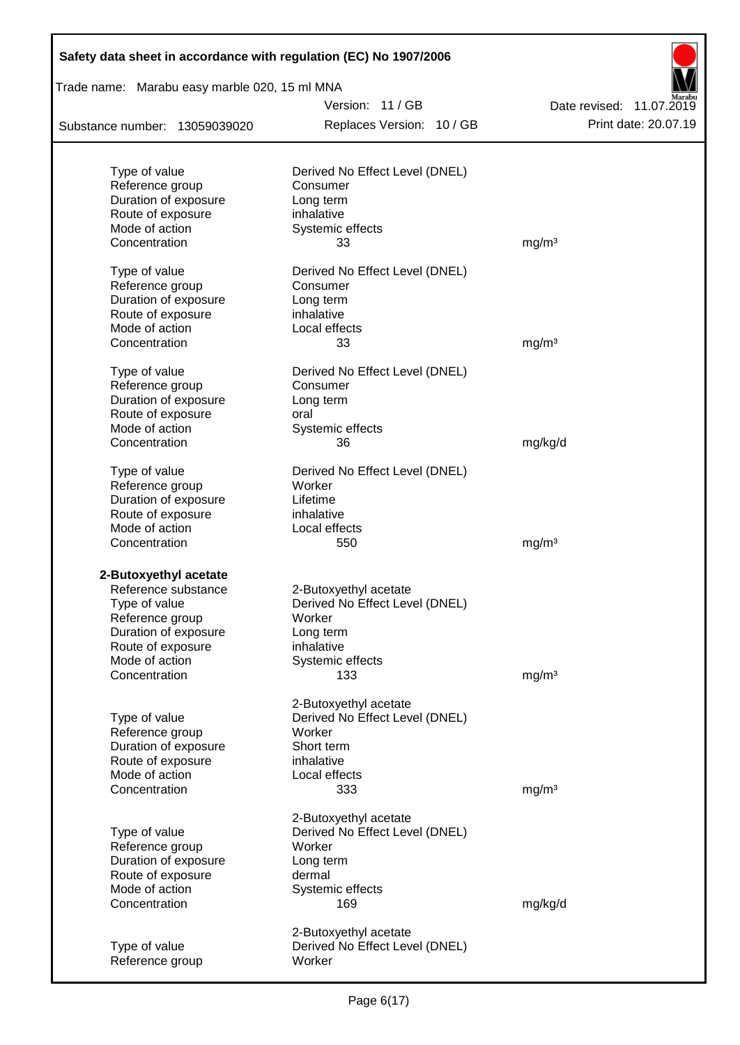| | | |
|---|---|---|
| Type of value | Derived No Effect Level (DNEL) | |
| Reference group | Consumer | |
| Duration of exposure | Long term | |
| Route of exposure | inhalative | |
| Mode of action | Systemic effects | |
| Concentration | 33 | mg/m³ |

| | | |
|---|---|---|
| Type of value | Derived No Effect Level (DNEL) | |
| Reference group | Consumer | |
| Duration of exposure | Long term | |
| Route of exposure | inhalative | |
| Mode of action | Local effects | |
| Concentration | 33 | mg/m³ |

| | | |
|---|---|---|
| Type of value | Derived No Effect Level (DNEL) | |
| Reference group | Consumer | |
| Duration of exposure | Long term | |
| Route of exposure | oral | |
| Mode of action | Systemic effects | |
| Concentration | 36 | mg/kg/d |

| | | |
|---|---|---|
| Type of value | Derived No Effect Level (DNEL) | |
| Reference group | Worker | |
| Duration of exposure | Lifetime | |
| Route of exposure | inhalative | |
| Mode of action | Local effects | |
| Concentration | 550 | mg/m³ |

**2-Butoxyethyl acetate**

| | | |
|---|---|---|
| Reference substance | 2-Butoxyethyl acetate | |
| Type of value | Derived No Effect Level (DNEL) | |
| Reference group | Worker | |
| Duration of exposure | Long term | |
| Route of exposure | inhalative | |
| Mode of action | Systemic effects | |
| Concentration | 133 | mg/m³ |

| | | |
|---|---|---|
| | 2-Butoxyethyl acetate | |
| Type of value | Derived No Effect Level (DNEL) | |
| Reference group | Worker | |
| Duration of exposure | Short term | |
| Route of exposure | inhalative | |
| Mode of action | Local effects | |
| Concentration | 333 | mg/m³ |

| | | |
|---|---|---|
| | 2-Butoxyethyl acetate | |
| Type of value | Derived No Effect Level (DNEL) | |
| Reference group | Worker | |
| Duration of exposure | Long term | |
| Route of exposure | dermal | |
| Mode of action | Systemic effects | |
| Concentration | 169 | mg/kg/d |

| | | |
|---|---|---|
| | 2-Butoxyethyl acetate | |
| Type of value | Derived No Effect Level (DNEL) | |
| Reference group | Worker | |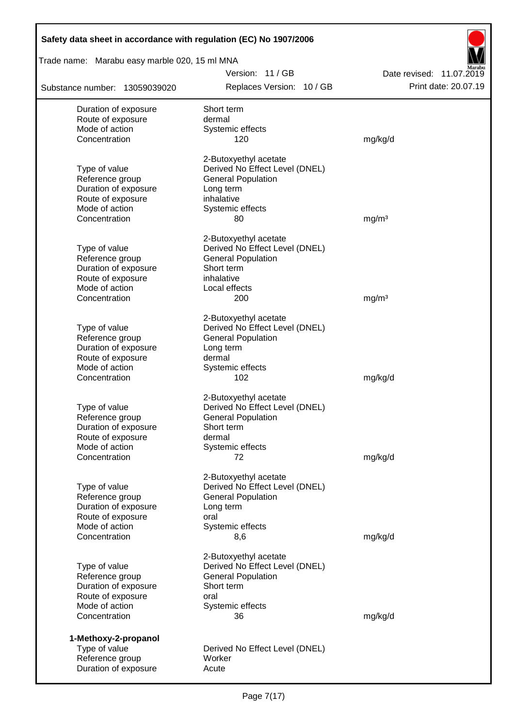| | | |
|---|---|---|
| Duration of exposure | Short term | |
| Route of exposure | dermal | |
| Mode of action | Systemic effects | |
| Concentration | 120 | mg/kg/d |

| | 2-Butoxyethyl acetate | |
|---|---|---|
| Type of value | Derived No Effect Level (DNEL) | |
| Reference group | General Population | |
| Duration of exposure | Long term | |
| Route of exposure | inhalative | |
| Mode of action | Systemic effects | |
| Concentration | 80 | mg/m³ |

| | 2-Butoxyethyl acetate | |
|---|---|---|
| Type of value | Derived No Effect Level (DNEL) | |
| Reference group | General Population | |
| Duration of exposure | Short term | |
| Route of exposure | inhalative | |
| Mode of action | Local effects | |
| Concentration | 200 | mg/m³ |

| | 2-Butoxyethyl acetate | |
|---|---|---|
| Type of value | Derived No Effect Level (DNEL) | |
| Reference group | General Population | |
| Duration of exposure | Long term | |
| Route of exposure | dermal | |
| Mode of action | Systemic effects | |
| Concentration | 102 | mg/kg/d |

| | 2-Butoxyethyl acetate | |
|---|---|---|
| Type of value | Derived No Effect Level (DNEL) | |
| Reference group | General Population | |
| Duration of exposure | Short term | |
| Route of exposure | dermal | |
| Mode of action | Systemic effects | |
| Concentration | 72 | mg/kg/d |

| | 2-Butoxyethyl acetate | |
|---|---|---|
| Type of value | Derived No Effect Level (DNEL) | |
| Reference group | General Population | |
| Duration of exposure | Long term | |
| Route of exposure | oral | |
| Mode of action | Systemic effects | |
| Concentration | 8,6 | mg/kg/d |

| | 2-Butoxyethyl acetate | |
|---|---|---|
| Type of value | Derived No Effect Level (DNEL) | |
| Reference group | General Population | |
| Duration of exposure | Short term | |
| Route of exposure | oral | |
| Mode of action | Systemic effects | |
| Concentration | 36 | mg/kg/d |

**1-Methoxy-2-propanol**

| | | |
|---|---|---|
| Type of value | Derived No Effect Level (DNEL) | |
| Reference group | Worker | |
| Duration of exposure | Acute | |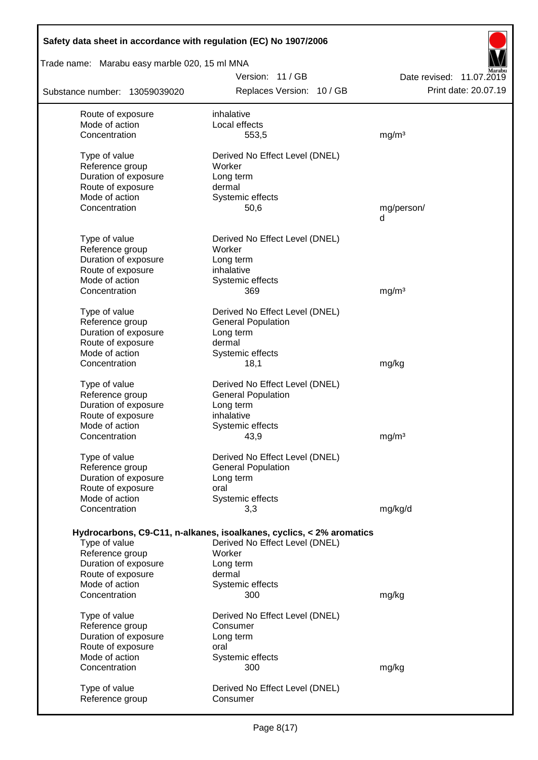| | | |
|---|---|---|
| Route of exposure | inhalative | |
| Mode of action | Local effects | |
| Concentration | 553,5 | mg/m³ |
| | | |
| Type of value | Derived No Effect Level (DNEL) | |
| Reference group | Worker | |
| Duration of exposure | Long term | |
| Route of exposure | dermal | |
| Mode of action | Systemic effects | |
| Concentration | 50,6 | mg/person/d |
| | | |
| Type of value | Derived No Effect Level (DNEL) | |
| Reference group | Worker | |
| Duration of exposure | Long term | |
| Route of exposure | inhalative | |
| Mode of action | Systemic effects | |
| Concentration | 369 | mg/m³ |
| | | |
| Type of value | Derived No Effect Level (DNEL) | |
| Reference group | General Population | |
| Duration of exposure | Long term | |
| Route of exposure | dermal | |
| Mode of action | Systemic effects | |
| Concentration | 18,1 | mg/kg |
| | | |
| Type of value | Derived No Effect Level (DNEL) | |
| Reference group | General Population | |
| Duration of exposure | Long term | |
| Route of exposure | inhalative | |
| Mode of action | Systemic effects | |
| Concentration | 43,9 | mg/m³ |
| | | |
| Type of value | Derived No Effect Level (DNEL) | |
| Reference group | General Population | |
| Duration of exposure | Long term | |
| Route of exposure | oral | |
| Mode of action | Systemic effects | |
| Concentration | 3,3 | mg/kg/d |

**Hydrocarbons, C9-C11, n-alkanes, isoalkanes, cyclics, < 2% aromatics**

| | | |
|---|---|---|
| Type of value | Derived No Effect Level (DNEL) | |
| Reference group | Worker | |
| Duration of exposure | Long term | |
| Route of exposure | dermal | |
| Mode of action | Systemic effects | |
| Concentration | 300 | mg/kg |
| | | |
| Type of value | Derived No Effect Level (DNEL) | |
| Reference group | Consumer | |
| Duration of exposure | Long term | |
| Route of exposure | oral | |
| Mode of action | Systemic effects | |
| Concentration | 300 | mg/kg |
| | | |
| Type of value | Derived No Effect Level (DNEL) | |
| Reference group | Consumer | |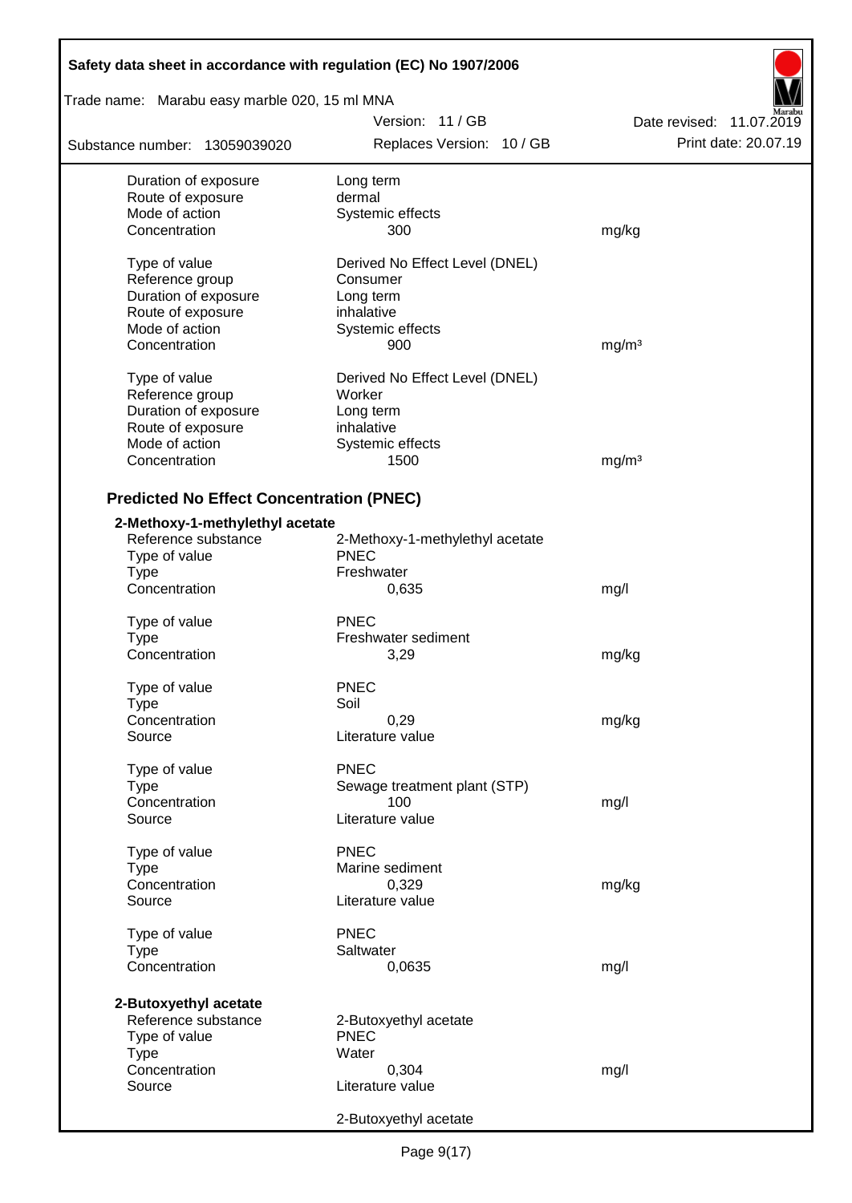| | | |
|---|---|---|
| Duration of exposure | Long term | |
| Route of exposure | dermal | |
| Mode of action | Systemic effects | |
| Concentration | 300 | mg/kg |
| | | |
| Type of value | Derived No Effect Level (DNEL) | |
| Reference group | Consumer | |
| Duration of exposure | Long term | |
| Route of exposure | inhalative | |
| Mode of action | Systemic effects | |
| Concentration | 900 | mg/m³ |
| | | |
| Type of value | Derived No Effect Level (DNEL) | |
| Reference group | Worker | |
| Duration of exposure | Long term | |
| Route of exposure | inhalative | |
| Mode of action | Systemic effects | |
| Concentration | 1500 | mg/m³ |

## Predicted No Effect Concentration (PNEC)

**2-Methoxy-1-methylethyl acetate**

| | | |
|---|---|---|
| Reference substance | 2-Methoxy-1-methylethyl acetate | |
| Type of value | PNEC | |
| Type | Freshwater | |
| Concentration | 0,635 | mg/l |
| | | |
| Type of value | PNEC | |
| Type | Freshwater sediment | |
| Concentration | 3,29 | mg/kg |
| | | |
| Type of value | PNEC | |
| Type | Soil | |
| Concentration | 0,29 | mg/kg |
| Source | Literature value | |
| | | |
| Type of value | PNEC | |
| Type | Sewage treatment plant (STP) | |
| Concentration | 100 | mg/l |
| Source | Literature value | |
| | | |
| Type of value | PNEC | |
| Type | Marine sediment | |
| Concentration | 0,329 | mg/kg |
| Source | Literature value | |
| | | |
| Type of value | PNEC | |
| Type | Saltwater | |
| Concentration | 0,0635 | mg/l |

**2-Butoxyethyl acetate**

| | | |
|---|---|---|
| Reference substance | 2-Butoxyethyl acetate | |
| Type of value | PNEC | |
| Type | Water | |
| Concentration | 0,304 | mg/l |
| Source | Literature value | |
| | | |
| | 2-Butoxyethyl acetate | |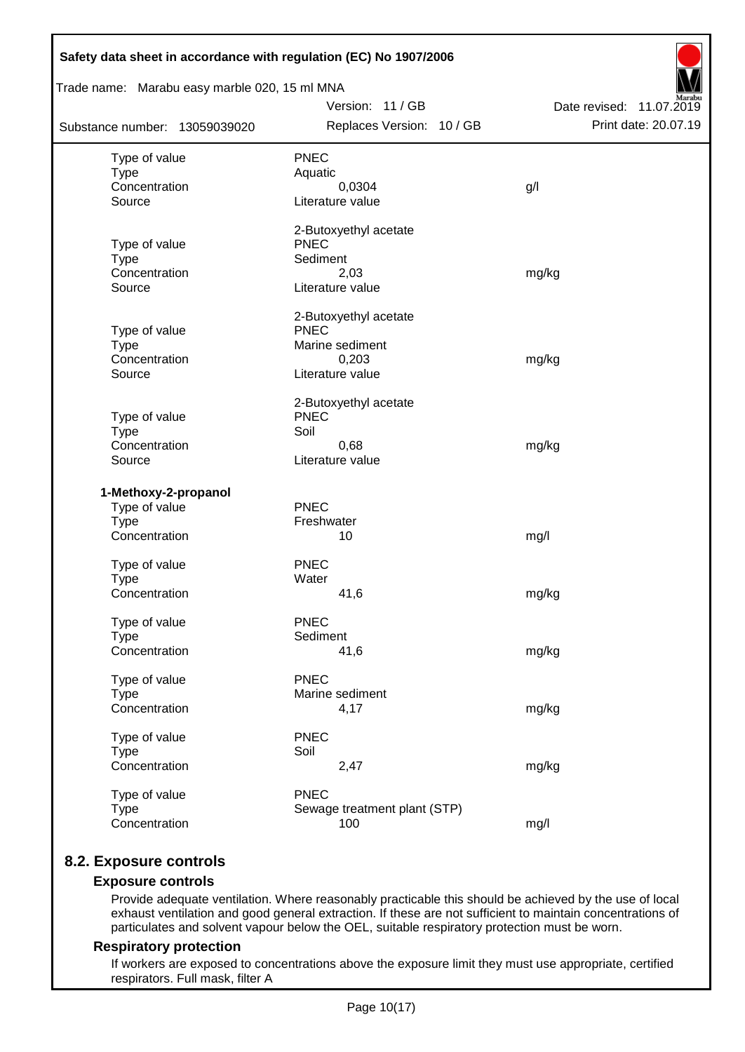| | | |
|---|---|---|
| Type of value | PNEC | |
| Type | Aquatic | |
| Concentration | 0,0304 | g/l |
| Source | Literature value | |
| | 2-Butoxyethyl acetate | |
| Type of value | PNEC | |
| Type | Sediment | |
| Concentration | 2,03 | mg/kg |
| Source | Literature value | |
| | 2-Butoxyethyl acetate | |
| Type of value | PNEC | |
| Type | Marine sediment | |
| Concentration | 0,203 | mg/kg |
| Source | Literature value | |
| | 2-Butoxyethyl acetate | |
| Type of value | PNEC | |
| Type | Soil | |
| Concentration | 0,68 | mg/kg |
| Source | Literature value | |

**1-Methoxy-2-propanol**

| | | |
|---|---|---|
| Type of value | PNEC | |
| Type | Freshwater | |
| Concentration | 10 | mg/l |
| Type of value | PNEC | |
| Type | Water | |
| Concentration | 41,6 | mg/kg |
| Type of value | PNEC | |
| Type | Sediment | |
| Concentration | 41,6 | mg/kg |
| Type of value | PNEC | |
| Type | Marine sediment | |
| Concentration | 4,17 | mg/kg |
| Type of value | PNEC | |
| Type | Soil | |
| Concentration | 2,47 | mg/kg |
| Type of value | PNEC | |
| Type | Sewage treatment plant (STP) | |
| Concentration | 100 | mg/l |

## 8.2. Exposure controls

### Exposure controls

Provide adequate ventilation. Where reasonably practicable this should be achieved by the use of local exhaust ventilation and good general extraction. If these are not sufficient to maintain concentrations of particulates and solvent vapour below the OEL, suitable respiratory protection must be worn.

### Respiratory protection

If workers are exposed to concentrations above the exposure limit they must use appropriate, certified respirators. Full mask, filter A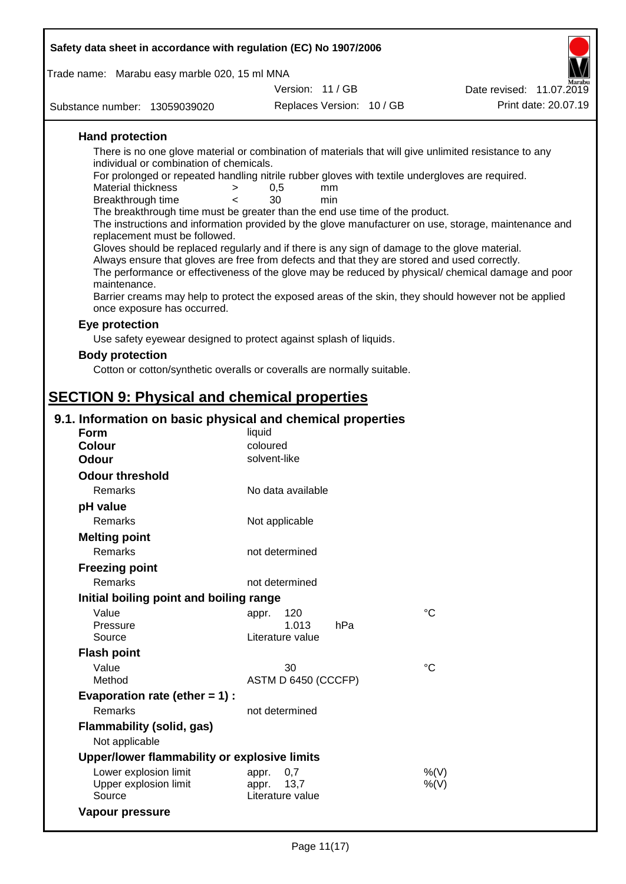### Hand protection

There is no one glove material or combination of materials that will give unlimited resistance to any individual or combination of chemicals.

For prolonged or repeated handling nitrile rubber gloves with textile undergloves are required.

| | | | |
|---|---|---|---|
| Material thickness | > | 0,5 | mm |
| Breakthrough time | < | 30 | min |

The breakthrough time must be greater than the end use time of the product.

The instructions and information provided by the glove manufacturer on use, storage, maintenance and replacement must be followed.

Gloves should be replaced regularly and if there is any sign of damage to the glove material.

Always ensure that gloves are free from defects and that they are stored and used correctly.

The performance or effectiveness of the glove may be reduced by physical/ chemical damage and poor maintenance.

Barrier creams may help to protect the exposed areas of the skin, they should however not be applied once exposure has occurred.

### Eye protection

Use safety eyewear designed to protect against splash of liquids.

### Body protection

Cotton or cotton/synthetic overalls or coveralls are normally suitable.

# SECTION 9: Physical and chemical properties

## 9.1. Information on basic physical and chemical properties

| | |
|---|---|
| **Form** | liquid |
| **Colour** | coloured |
| **Odour** | solvent-like |

**Odour threshold**

| | |
|---|---|
| Remarks | No data available |

**pH value**

| | |
|---|---|
| Remarks | Not applicable |

**Melting point**

| | |
|---|---|
| Remarks | not determined |

**Freezing point**

| | |
|---|---|
| Remarks | not determined |

**Initial boiling point and boiling range**

| | | |
|---|---|---|
| Value | appr. 120 | °C |
| Pressure | 1.013 hPa | |
| Source | Literature value | |

**Flash point**

| | | |
|---|---|---|
| Value | 30 | °C |
| Method | ASTM D 6450 (CCCFP) | |

**Evaporation rate (ether = 1) :**

| | |
|---|---|
| Remarks | not determined |

**Flammability (solid, gas)**

Not applicable

**Upper/lower flammability or explosive limits**

| | | |
|---|---|---|
| Lower explosion limit | appr. 0,7 | %(V) |
| Upper explosion limit | appr. 13,7 | %(V) |
| Source | Literature value | |

**Vapour pressure**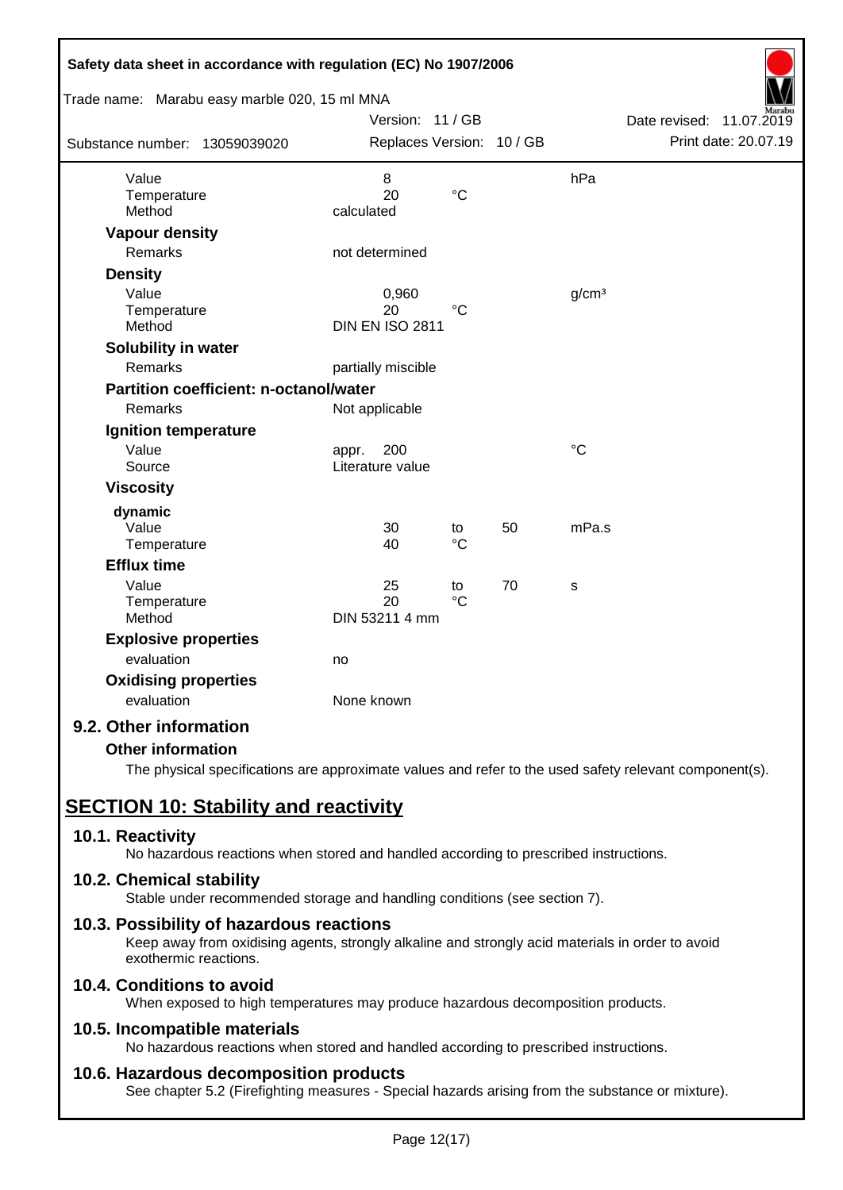| | | | | |
|---|---|---|---|---|
| Value | 8 | | | hPa |
| Temperature | 20 | °C | | |
| Method | calculated | | | |

**Vapour density**

| | |
|---|---|
| Remarks | not determined |

**Density**

| | | | |
|---|---|---|---|
| Value | 0,960 | | g/cm³ |
| Temperature | 20 | °C | |
| Method | DIN EN ISO 2811 | | |

**Solubility in water**

| | |
|---|---|
| Remarks | partially miscible |

**Partition coefficient: n-octanol/water**

| | |
|---|---|
| Remarks | Not applicable |

**Ignition temperature**

| | | |
|---|---|---|
| Value | appr. 200 | °C |
| Source | Literature value | |

**Viscosity**

dynamic

| | | | | |
|---|---|---|---|---|
| Value | 30 | to | 50 | mPa.s |
| Temperature | 40 | °C | | |

**Efflux time**

| | | | | |
|---|---|---|---|---|
| Value | 25 | to | 70 | s |
| Temperature | 20 | °C | | |
| Method | DIN 53211 4 mm | | | |

**Explosive properties**

| | |
|---|---|
| evaluation | no |

**Oxidising properties**

| | |
|---|---|
| evaluation | None known |

### 9.2. Other information

**Other information**

The physical specifications are approximate values and refer to the used safety relevant component(s).

## SECTION 10: Stability and reactivity

### 10.1. Reactivity

No hazardous reactions when stored and handled according to prescribed instructions.

### 10.2. Chemical stability

Stable under recommended storage and handling conditions (see section 7).

### 10.3. Possibility of hazardous reactions

Keep away from oxidising agents, strongly alkaline and strongly acid materials in order to avoid exothermic reactions.

### 10.4. Conditions to avoid

When exposed to high temperatures may produce hazardous decomposition products.

### 10.5. Incompatible materials

No hazardous reactions when stored and handled according to prescribed instructions.

### 10.6. Hazardous decomposition products

See chapter 5.2 (Firefighting measures - Special hazards arising from the substance or mixture).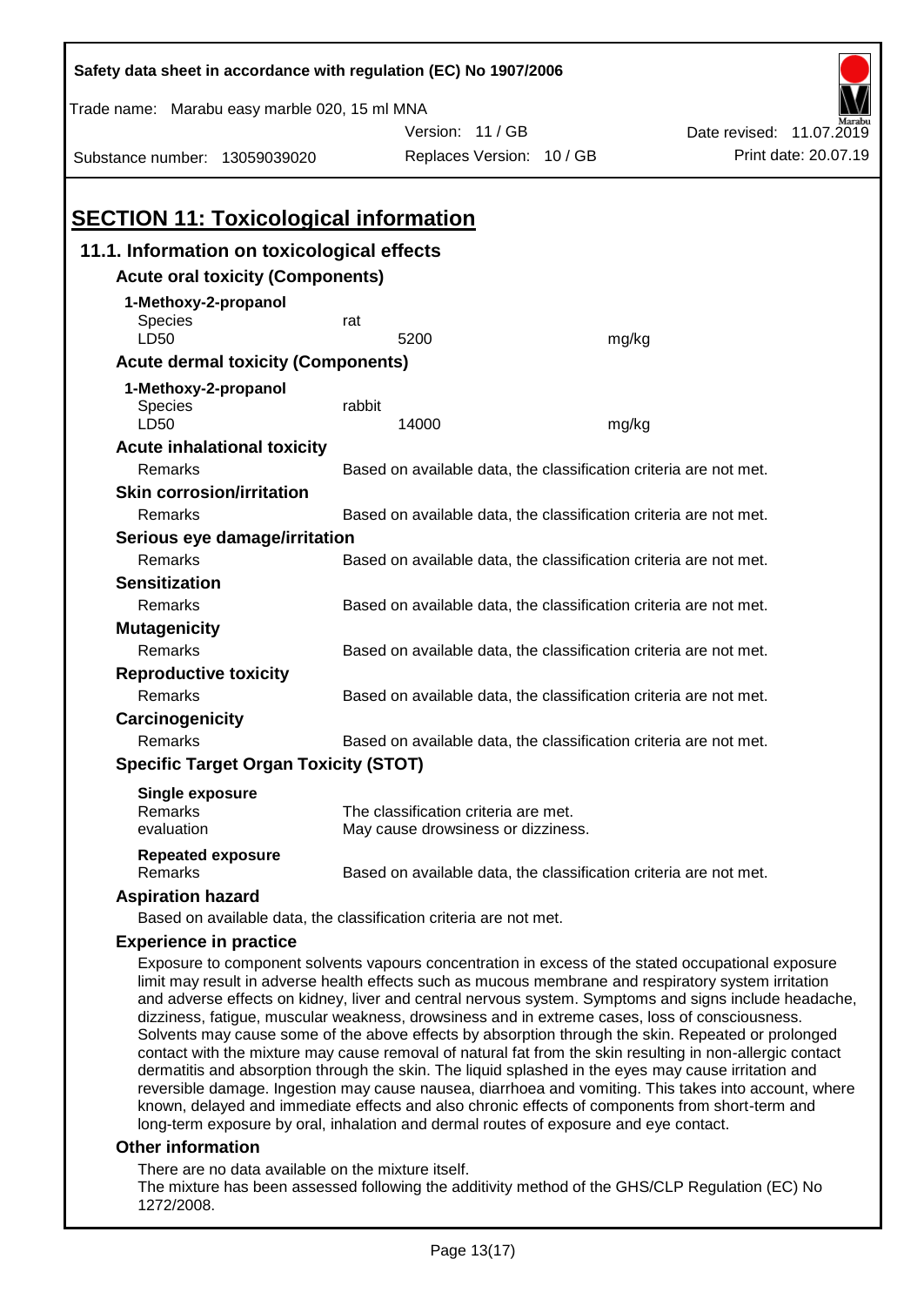Safety data sheet in accordance with regulation (EC) No 1907/2006

Trade name: Marabu easy marble 020, 15 ml MNA

Version: 11 / GB

Date revised: 11.07.2019

Substance number: 13059039020

Replaces Version: 10 / GB

Print date: 20.07.19

# SECTION 11: Toxicological information

## 11.1. Information on toxicological effects

### Acute oral toxicity (Components)

**1-Methoxy-2-propanol**

| | | |
|---|---|---|
| Species | rat | |
| LD50 | 5200 | mg/kg |

### Acute dermal toxicity (Components)

**1-Methoxy-2-propanol**

| | | |
|---|---|---|
| Species | rabbit | |
| LD50 | 14000 | mg/kg |

### Acute inhalational toxicity

Remarks: Based on available data, the classification criteria are not met.

### Skin corrosion/irritation

Remarks: Based on available data, the classification criteria are not met.

### Serious eye damage/irritation

Remarks: Based on available data, the classification criteria are not met.

### Sensitization

Remarks: Based on available data, the classification criteria are not met.

### Mutagenicity

Remarks: Based on available data, the classification criteria are not met.

### Reproductive toxicity

Remarks: Based on available data, the classification criteria are not met.

### Carcinogenicity

Remarks: Based on available data, the classification criteria are not met.

### Specific Target Organ Toxicity (STOT)

**Single exposure**

Remarks: The classification criteria are met.
evaluation: May cause drowsiness or dizziness.

**Repeated exposure**

Remarks: Based on available data, the classification criteria are not met.

### Aspiration hazard

Based on available data, the classification criteria are not met.

### Experience in practice

Exposure to component solvents vapours concentration in excess of the stated occupational exposure limit may result in adverse health effects such as mucous membrane and respiratory system irritation and adverse effects on kidney, liver and central nervous system. Symptoms and signs include headache, dizziness, fatigue, muscular weakness, drowsiness and in extreme cases, loss of consciousness. Solvents may cause some of the above effects by absorption through the skin. Repeated or prolonged contact with the mixture may cause removal of natural fat from the skin resulting in non-allergic contact dermatitis and absorption through the skin. The liquid splashed in the eyes may cause irritation and reversible damage. Ingestion may cause nausea, diarrhoea and vomiting. This takes into account, where known, delayed and immediate effects and also chronic effects of components from short-term and long-term exposure by oral, inhalation and dermal routes of exposure and eye contact.

### Other information

There are no data available on the mixture itself.
The mixture has been assessed following the additivity method of the GHS/CLP Regulation (EC) No 1272/2008.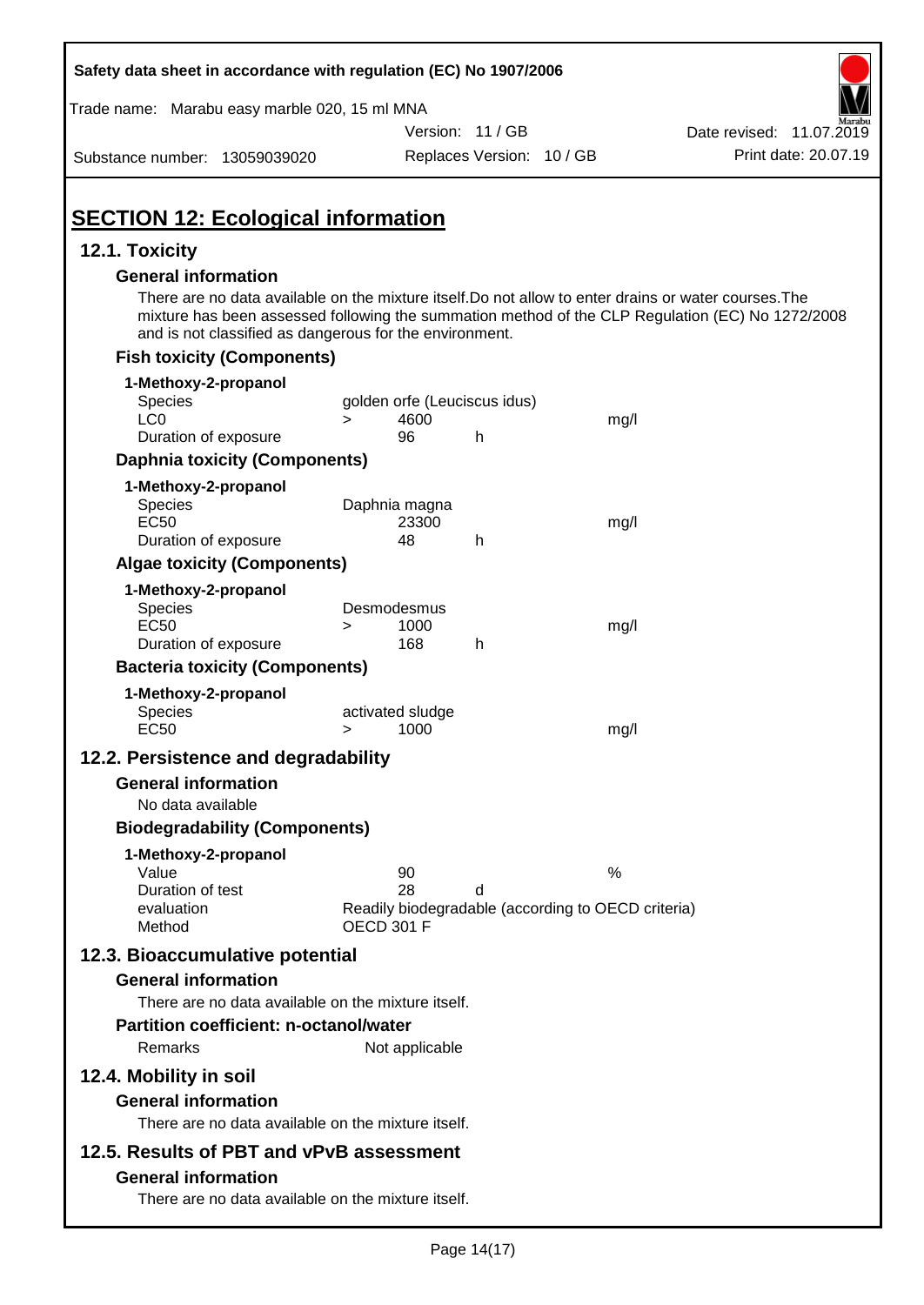# SECTION 12: Ecological information

## 12.1. Toxicity

### General information

There are no data available on the mixture itself.Do not allow to enter drains or water courses.The mixture has been assessed following the summation method of the CLP Regulation (EC) No 1272/2008 and is not classified as dangerous for the environment.

### Fish toxicity (Components)

**1-Methoxy-2-propanol**

| | | | | |
|---|---|---|---|---|
| Species | golden orfe (Leuciscus idus) | | | |
| LC0 | > | 4600 | | mg/l |
| Duration of exposure | | 96 | h | |

### Daphnia toxicity (Components)

**1-Methoxy-2-propanol**

| | | | | |
|---|---|---|---|---|
| Species | Daphnia magna | | | |
| EC50 | | 23300 | | mg/l |
| Duration of exposure | | 48 | h | |

### Algae toxicity (Components)

**1-Methoxy-2-propanol**

| | | | | |
|---|---|---|---|---|
| Species | Desmodesmus | | | |
| EC50 | > | 1000 | | mg/l |
| Duration of exposure | | 168 | h | |

### Bacteria toxicity (Components)

**1-Methoxy-2-propanol**

| | | | | |
|---|---|---|---|---|
| Species | activated sludge | | | |
| EC50 | > | 1000 | | mg/l |

## 12.2. Persistence and degradability

### General information

No data available

### Biodegradability (Components)

**1-Methoxy-2-propanol**

| | | | |
|---|---|---|---|
| Value | 90 | | % |
| Duration of test | 28 | d | |
| evaluation | Readily biodegradable (according to OECD criteria) | | |
| Method | OECD 301 F | | |

## 12.3. Bioaccumulative potential

### General information

There are no data available on the mixture itself.

### Partition coefficient: n-octanol/water

Remarks    Not applicable

## 12.4. Mobility in soil

### General information

There are no data available on the mixture itself.

## 12.5. Results of PBT and vPvB assessment

### General information

There are no data available on the mixture itself.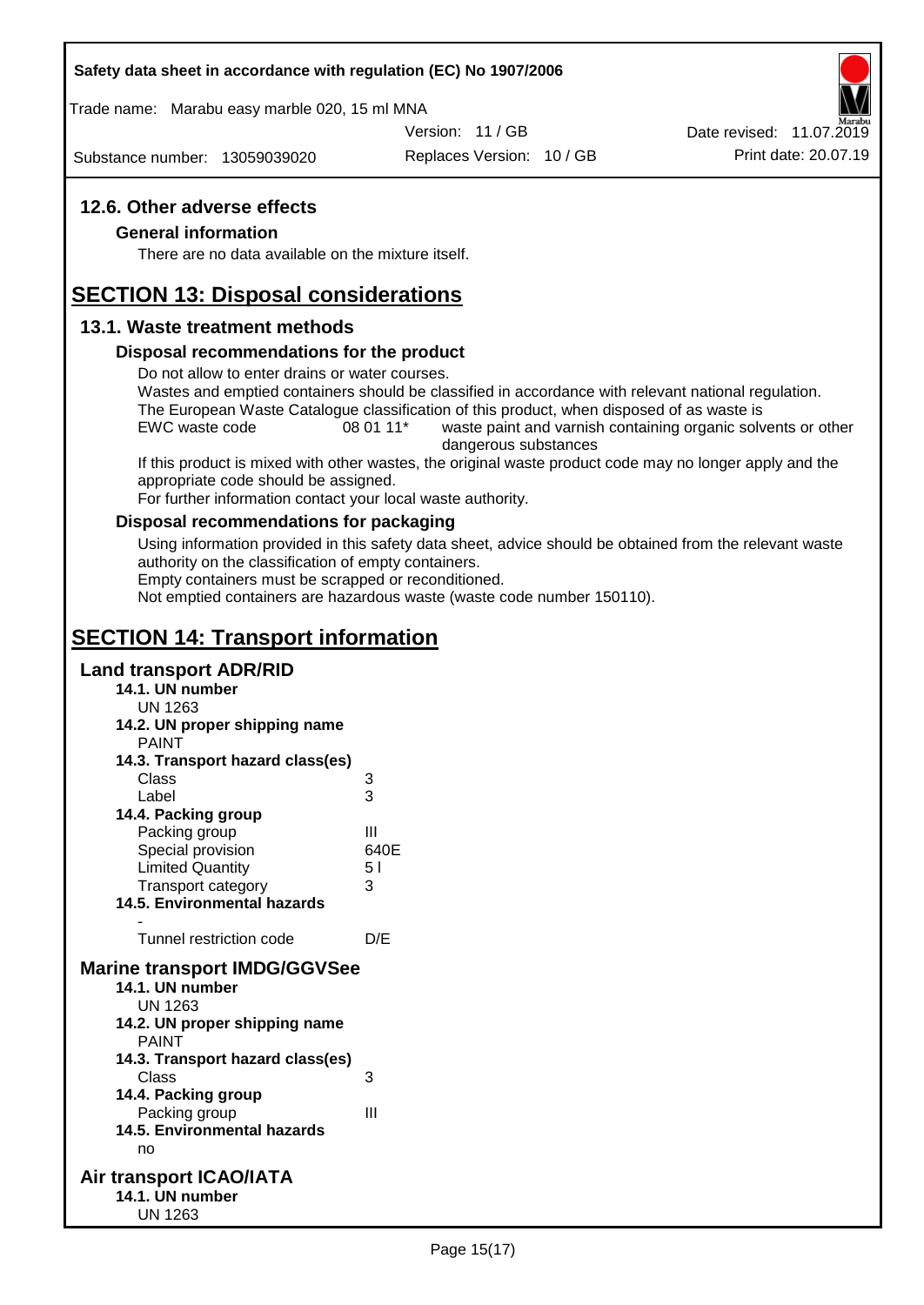## 12.6. Other adverse effects

### General information

There are no data available on the mixture itself.

# SECTION 13: Disposal considerations

## 13.1. Waste treatment methods

### Disposal recommendations for the product

Do not allow to enter drains or water courses.

Wastes and emptied containers should be classified in accordance with relevant national regulation.

The European Waste Catalogue classification of this product, when disposed of as waste is

| EWC waste code | 08 01 11* | waste paint and varnish containing organic solvents or other dangerous substances |
|---|---|---|

If this product is mixed with other wastes, the original waste product code may no longer apply and the appropriate code should be assigned.

For further information contact your local waste authority.

### Disposal recommendations for packaging

Using information provided in this safety data sheet, advice should be obtained from the relevant waste authority on the classification of empty containers.

Empty containers must be scrapped or reconditioned.

Not emptied containers are hazardous waste (waste code number 150110).

# SECTION 14: Transport information

## Land transport ADR/RID

**14.1. UN number**

UN 1263

**14.2. UN proper shipping name**

PAINT

**14.3. Transport hazard class(es)**

| | |
|---|---|
| Class | 3 |
| Label | 3 |

**14.4. Packing group**

| | |
|---|---|
| Packing group | III |
| Special provision | 640E |
| Limited Quantity | 5 l |
| Transport category | 3 |

**14.5. Environmental hazards**

-

| | |
|---|---|
| Tunnel restriction code | D/E |

## Marine transport IMDG/GGVSee

**14.1. UN number**

UN 1263

**14.2. UN proper shipping name**

PAINT

**14.3. Transport hazard class(es)**

| | |
|---|---|
| Class | 3 |

**14.4. Packing group**

| | |
|---|---|
| Packing group | III |

**14.5. Environmental hazards**

no

## Air transport ICAO/IATA

**14.1. UN number**

UN 1263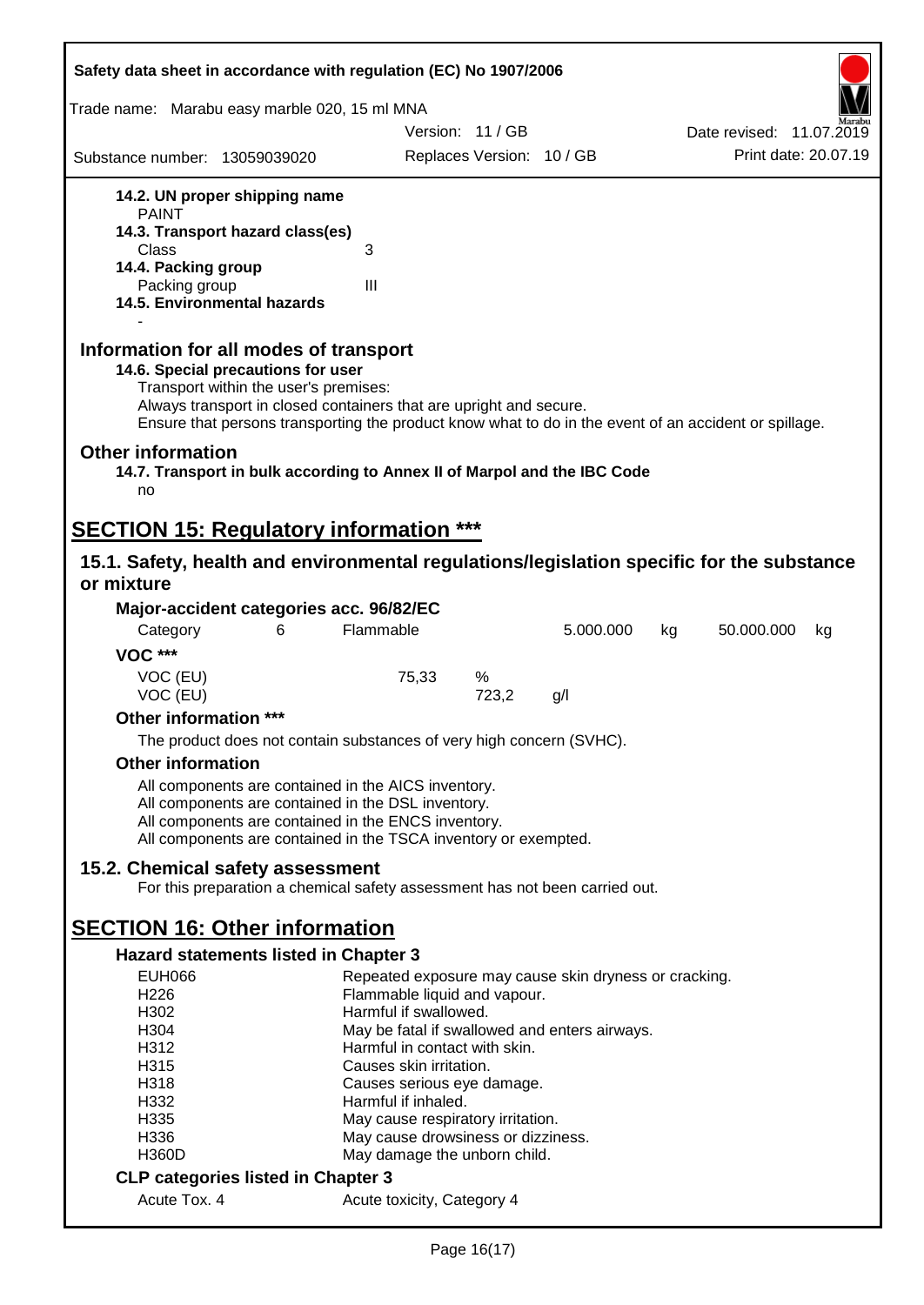**14.2. UN proper shipping name**

PAINT

**14.3. Transport hazard class(es)**

Class 3

**14.4. Packing group**

Packing group III

**14.5. Environmental hazards**

-

## Information for all modes of transport

**14.6. Special precautions for user**

Transport within the user's premises:
Always transport in closed containers that are upright and secure.
Ensure that persons transporting the product know what to do in the event of an accident or spillage.

## Other information

**14.7. Transport in bulk according to Annex II of Marpol and the IBC Code**

no

# SECTION 15: Regulatory information ***

## 15.1. Safety, health and environmental regulations/legislation specific for the substance or mixture

**Major-accident categories acc. 96/82/EC**

| Category | 6 | Flammable | 5.000.000 | kg | 50.000.000 | kg |
|---|---|---|---|---|---|---|

**VOC *****

| VOC (EU) | 75,33 | % |
|---|---|---|
| VOC (EU) | 723,2 | g/l |

**Other information *****

The product does not contain substances of very high concern (SVHC).

**Other information**

All components are contained in the AICS inventory.
All components are contained in the DSL inventory.
All components are contained in the ENCS inventory.
All components are contained in the TSCA inventory or exempted.

## 15.2. Chemical safety assessment

For this preparation a chemical safety assessment has not been carried out.

# SECTION 16: Other information

**Hazard statements listed in Chapter 3**

| | |
|---|---|
| EUH066 | Repeated exposure may cause skin dryness or cracking. |
| H226 | Flammable liquid and vapour. |
| H302 | Harmful if swallowed. |
| H304 | May be fatal if swallowed and enters airways. |
| H312 | Harmful in contact with skin. |
| H315 | Causes skin irritation. |
| H318 | Causes serious eye damage. |
| H332 | Harmful if inhaled. |
| H335 | May cause respiratory irritation. |
| H336 | May cause drowsiness or dizziness. |
| H360D | May damage the unborn child. |

**CLP categories listed in Chapter 3**

| | |
|---|---|
| Acute Tox. 4 | Acute toxicity, Category 4 |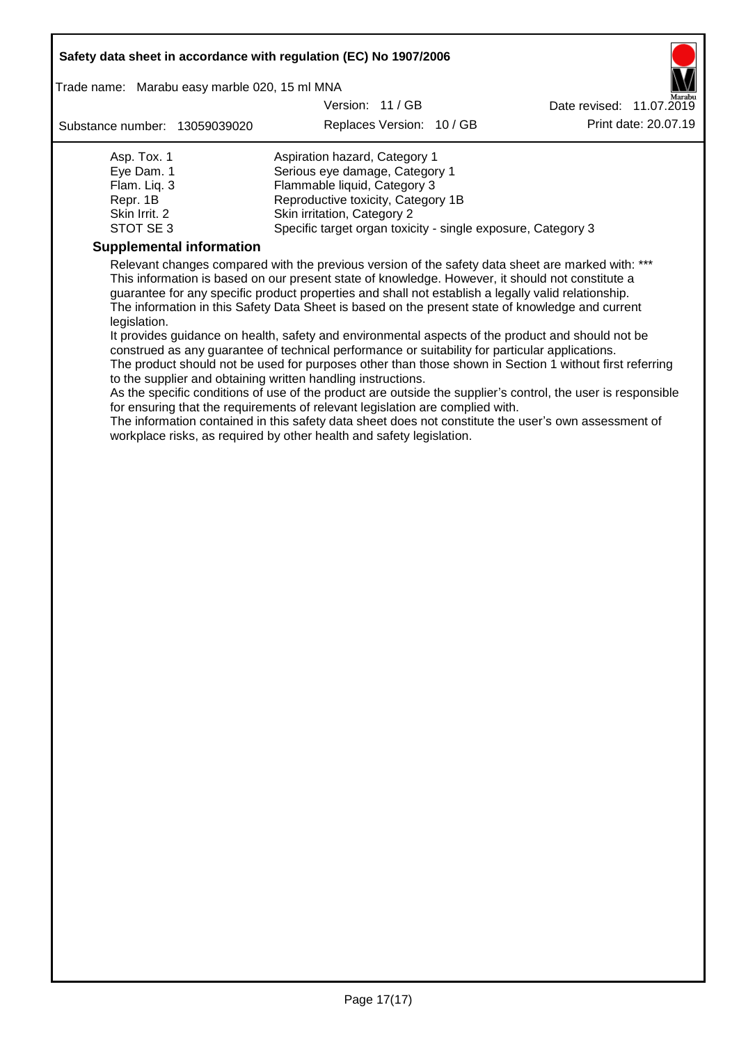| | |
|---|---|
| Asp. Tox. 1 | Aspiration hazard, Category 1 |
| Eye Dam. 1 | Serious eye damage, Category 1 |
| Flam. Liq. 3 | Flammable liquid, Category 3 |
| Repr. 1B | Reproductive toxicity, Category 1B |
| Skin Irrit. 2 | Skin irritation, Category 2 |
| STOT SE 3 | Specific target organ toxicity - single exposure, Category 3 |

## Supplemental information

Relevant changes compared with the previous version of the safety data sheet are marked with: ***
This information is based on our present state of knowledge. However, it should not constitute a guarantee for any specific product properties and shall not establish a legally valid relationship.
The information in this Safety Data Sheet is based on the present state of knowledge and current legislation.
It provides guidance on health, safety and environmental aspects of the product and should not be construed as any guarantee of technical performance or suitability for particular applications.
The product should not be used for purposes other than those shown in Section 1 without first referring to the supplier and obtaining written handling instructions.
As the specific conditions of use of the product are outside the supplier's control, the user is responsible for ensuring that the requirements of relevant legislation are complied with.
The information contained in this safety data sheet does not constitute the user's own assessment of workplace risks, as required by other health and safety legislation.